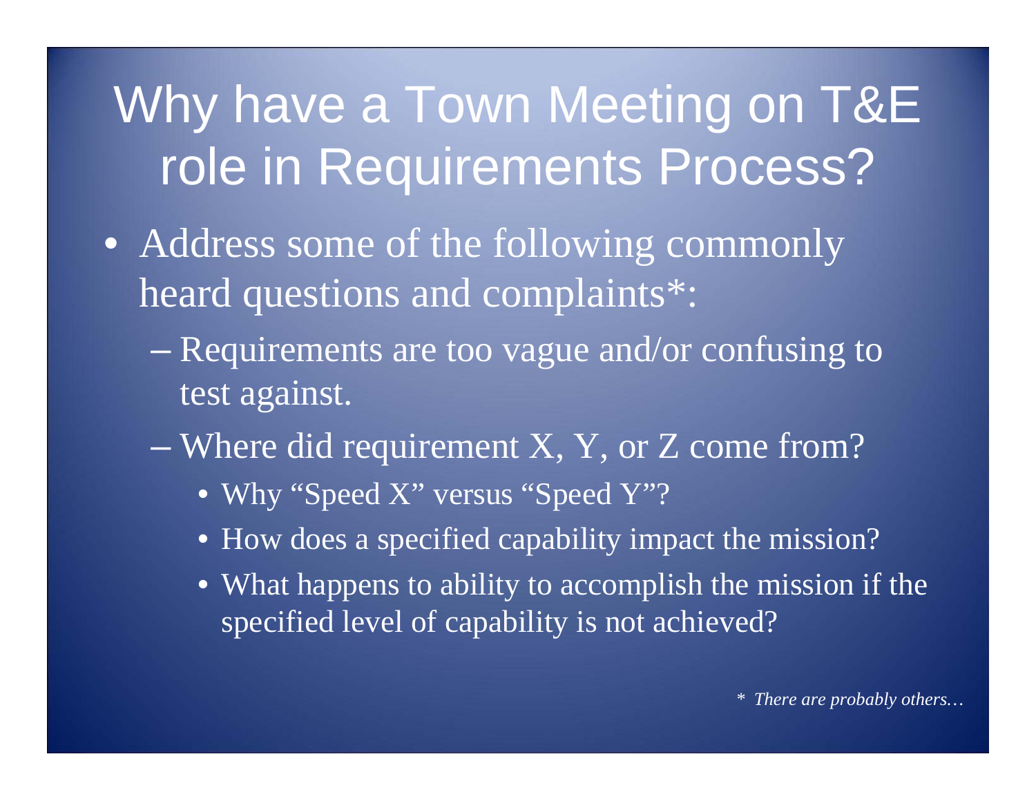# Why have a Town Meeting on T&E role in Requirements Process?

- Address some of the following commonly heard questions and complaints*:
  - Requirements are too vague and/or confusing to test against.
  - Where did requirement X, Y, or Z come from?
    - Why "Speed X" versus "Speed Y"?
    - How does a specified capability impact the mission?
    - What happens to ability to accomplish the mission if the specified level of capability is not achieved?

*\* There are probably others…*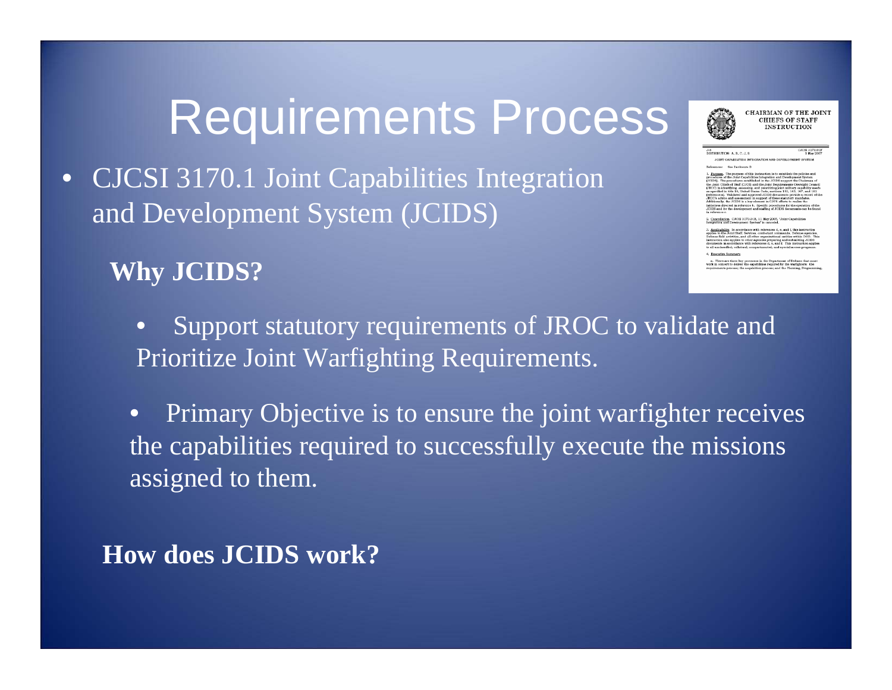# Requirements Process

- CJCSI 3170.1 Joint Capabilities Integration and Development System (JCIDS)

**Why JCIDS?**

- Support statutory requirements of JROC to validate and Prioritize Joint Warfighting Requirements.
- Primary Objective is to ensure the joint warfighter receives the capabilities required to successfully execute the missions assigned to them.

**How does JCIDS work?**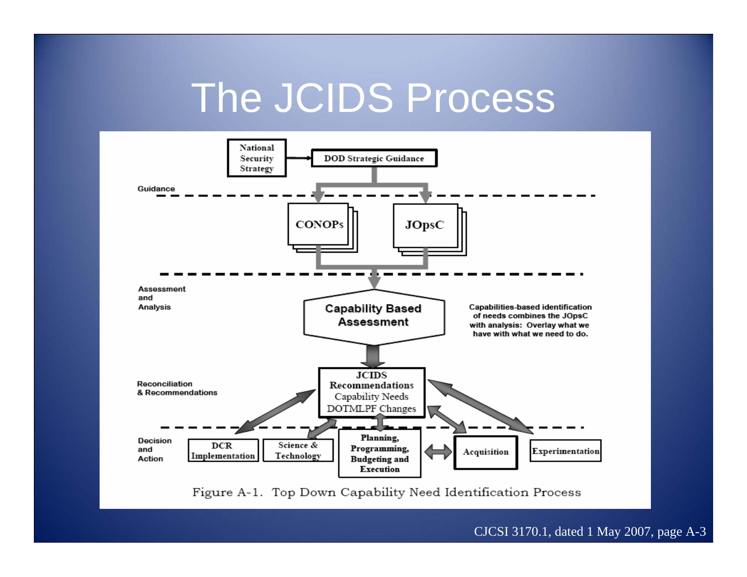# The JCIDS Process

Guidance

National Security Strategy → DOD Strategic Guidance

CONOPs

JOpsC

Assessment and Analysis

Capability Based Assessment

Capabilities-based identification of needs combines the JOpsC with analysis: Overlay what we have with what we need to do.

Reconciliation & Recommendations

JCIDS Recommendations
Capability Needs
DOTMLPF Changes

Decision and Action

DCR Implementation

Science & Technology

Planning, Programming, Budgeting and Execution

Acquisition

Experimentation

Figure A-1. Top Down Capability Need Identification Process

CJCSI 3170.1, dated 1 May 2007, page A-3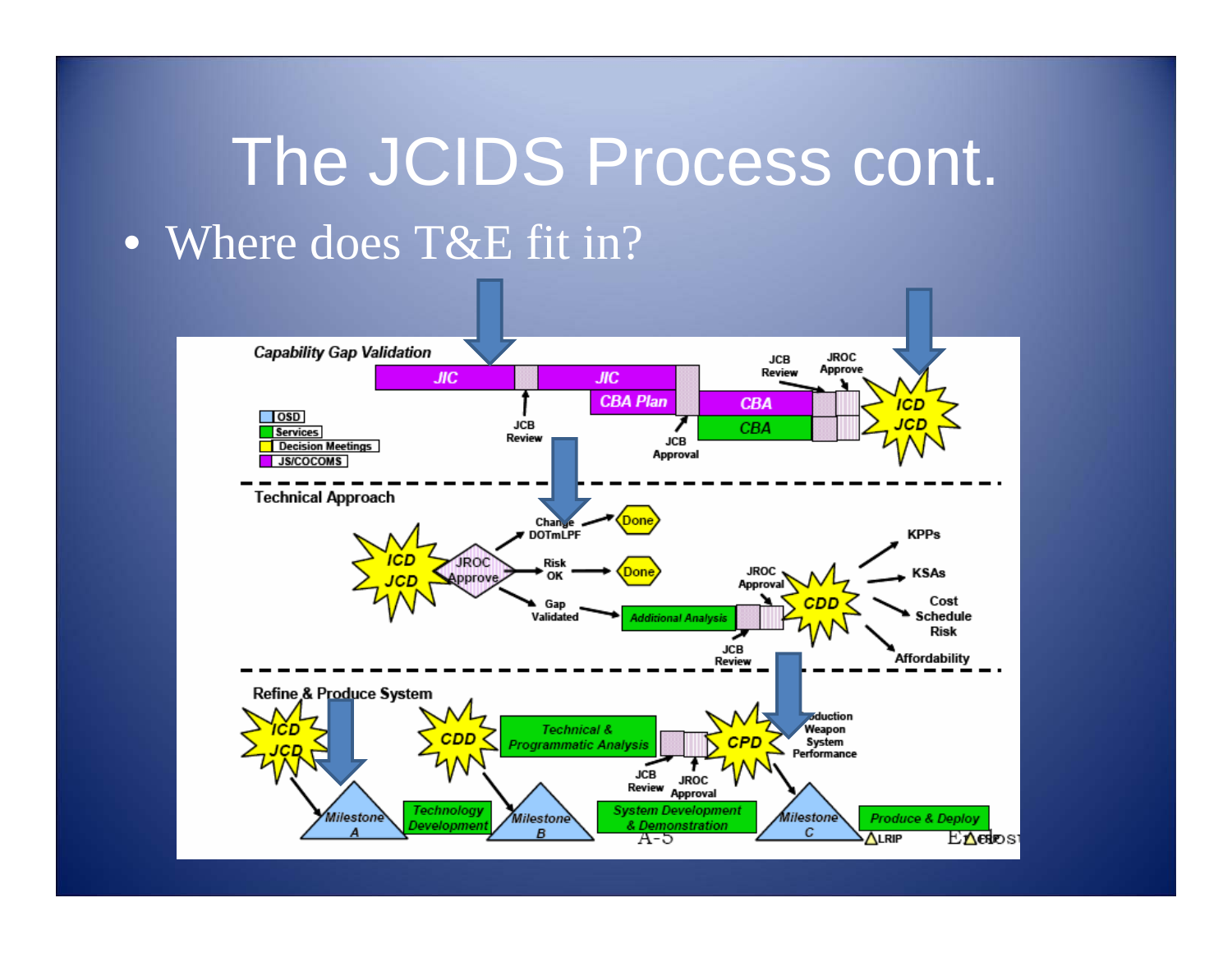# The JCIDS Process cont.

- Where does T&E fit in?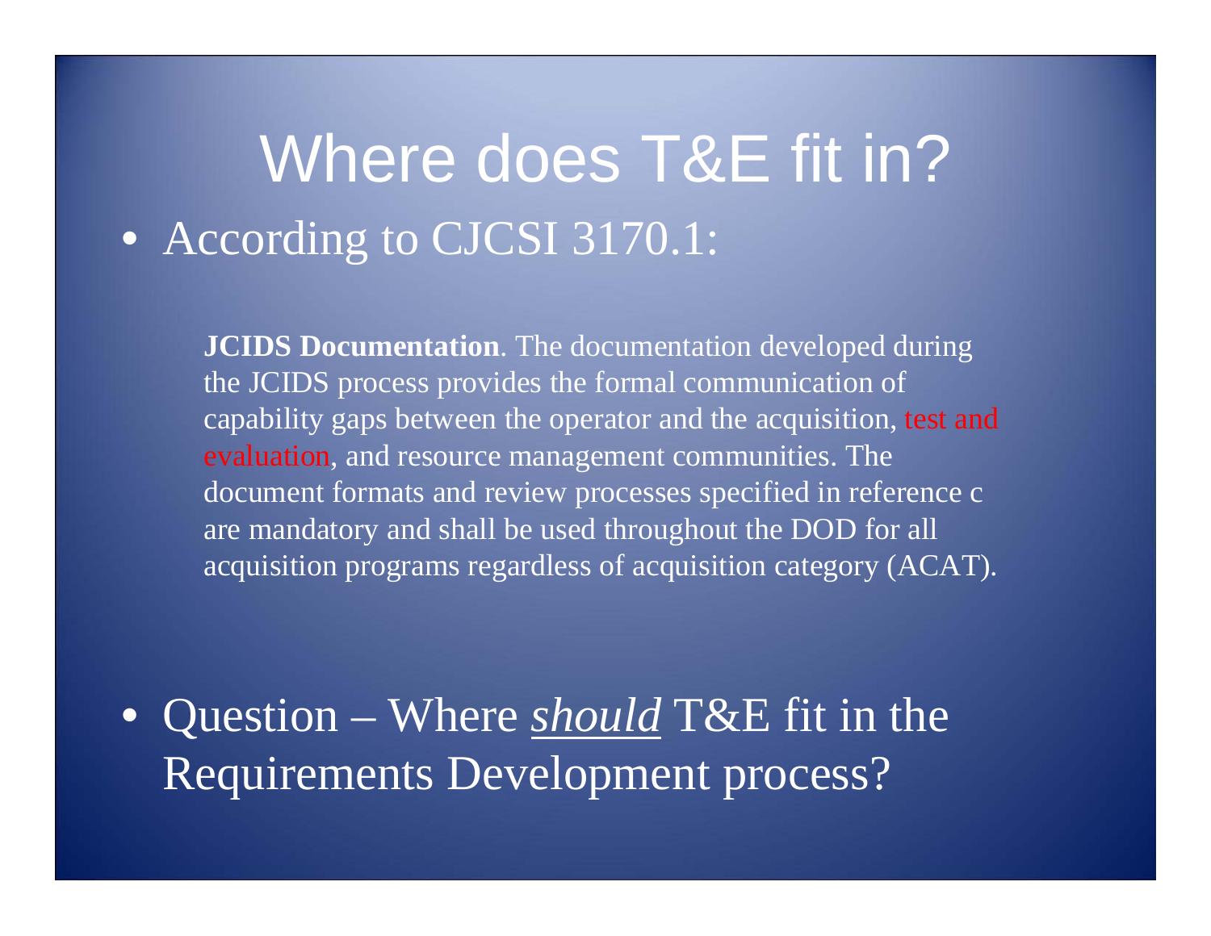# Where does T&E fit in?

- According to CJCSI 3170.1:

> **JCIDS Documentation**. The documentation developed during the JCIDS process provides the formal communication of capability gaps between the operator and the acquisition, test and evaluation, and resource management communities. The document formats and review processes specified in reference c are mandatory and shall be used throughout the DOD for all acquisition programs regardless of acquisition category (ACAT).

- Question – Where <u>*should*</u> T&E fit in the Requirements Development process?